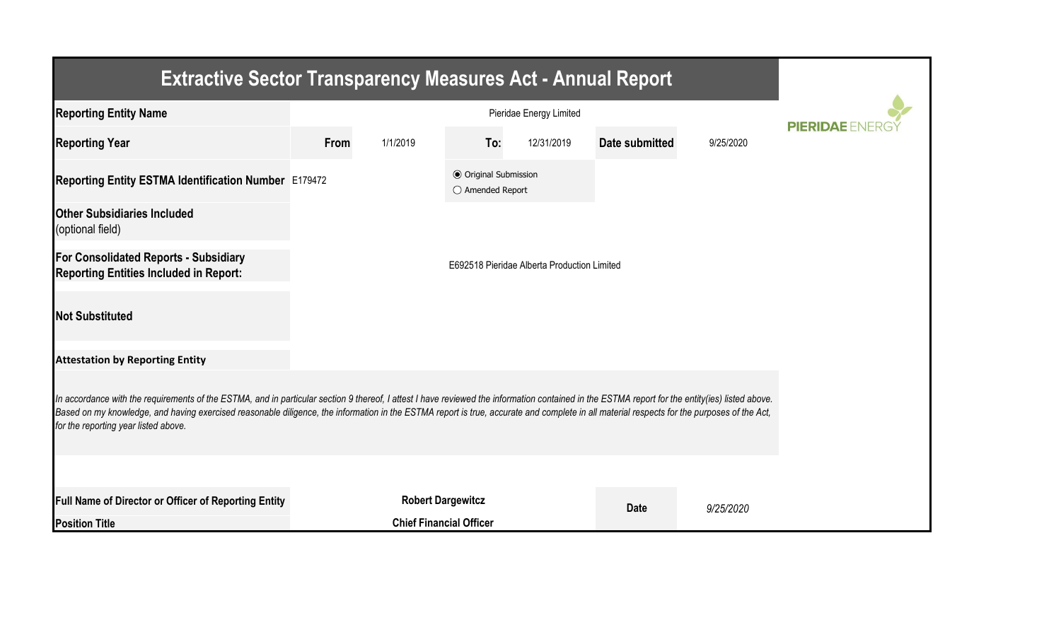# Extractive Sector Transparency Measures Act - Annual Report

| | | | | | | |
|---|---|---|---|---|---|---|
| **Reporting Entity Name** | Pieridae Energy Limited | | | | | |
| **Reporting Year** | **From** | 1/1/2019 | **To:** | 12/31/2019 | **Date submitted** | 9/25/2020 |
| **Reporting Entity ESTMA Identification Number** | E179472 | | ◉ Original Submission<br>○ Amended Report | | | |
| **Other Subsidiaries Included** (optional field) | | | | | | |
| **For Consolidated Reports - Subsidiary Reporting Entities Included in Report:** | E692518 Pieridae Alberta Production Limited | | | | | |
| **Not Substituted** | | | | | | |

**Attestation by Reporting Entity**

*In accordance with the requirements of the ESTMA, and in particular section 9 thereof, I attest I have reviewed the information contained in the ESTMA report for the entity(ies) listed above. Based on my knowledge, and having exercised reasonable diligence, the information in the ESTMA report is true, accurate and complete in all material respects for the purposes of the Act, for the reporting year listed above.*

| | | | |
|---|---|---|---|
| **Full Name of Director or Officer of Reporting Entity** | **Robert Dargewitcz** | **Date** | *9/25/2020* |
| **Position Title** | **Chief Financial Officer** | | |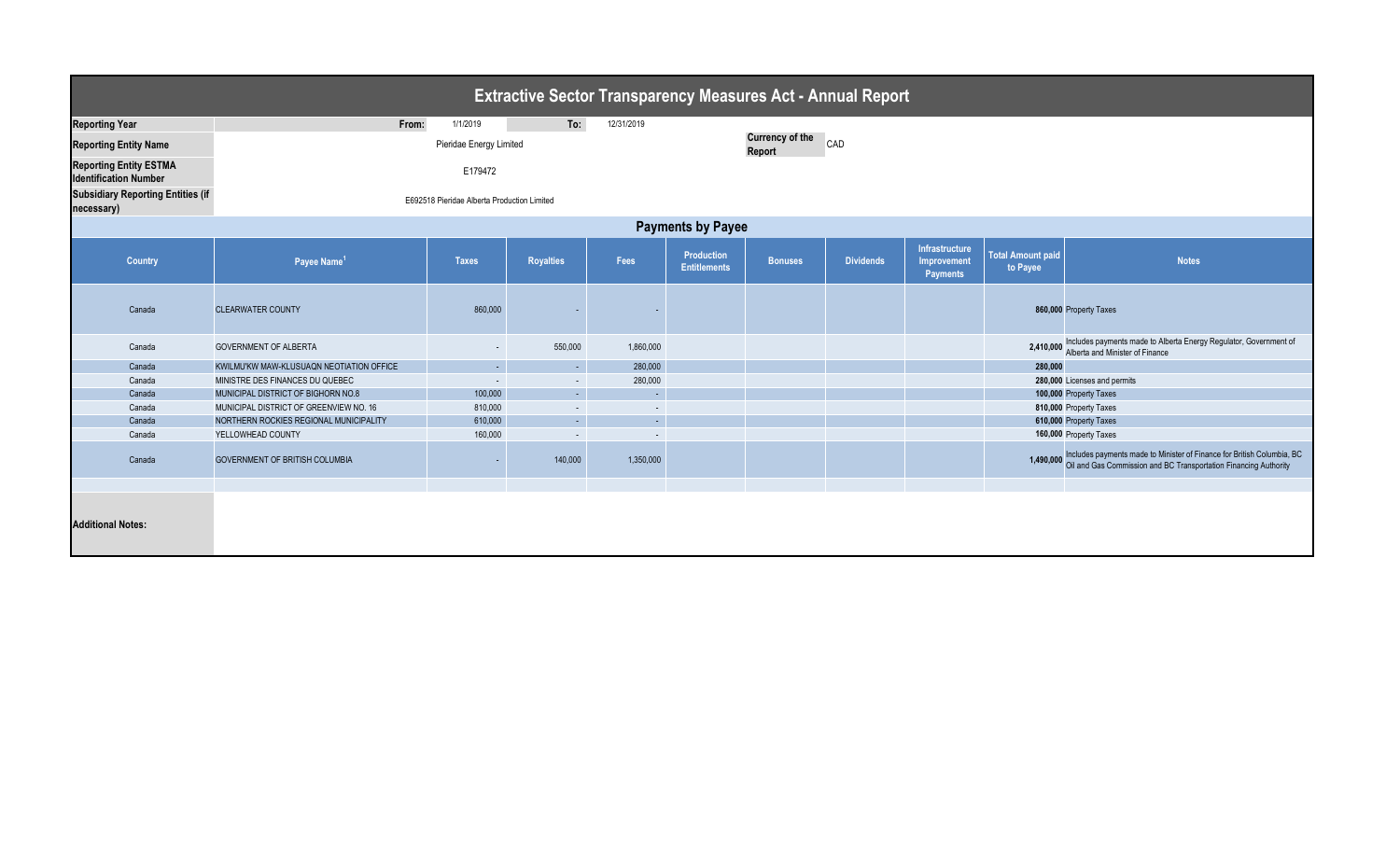# Extractive Sector Transparency Measures Act - Annual Report

| | | | | |
|---|---|---|---|---|
| **Reporting Year** | From: | 1/1/2019 | To: | 12/31/2019 |
| **Reporting Entity Name** | Pieridae Energy Limited | | **Currency of the Report** | CAD |
| **Reporting Entity ESTMA Identification Number** | E179472 | | | |
| **Subsidiary Reporting Entities (if necessary)** | E692518 Pieridae Alberta Production Limited | | | |

## Payments by Payee

| Country | Payee Name[1] | Taxes | Royalties | Fees | Production Entitlements | Bonuses | Dividends | Infrastructure Improvement Payments | Total Amount paid to Payee | Notes |
|---|---|---|---|---|---|---|---|---|---|---|
| Canada | CLEARWATER COUNTY | 860,000 | - | - | | | | | **860,000** | Property Taxes |
| Canada | GOVERNMENT OF ALBERTA | - | 550,000 | 1,860,000 | | | | | **2,410,000** | Includes payments made to Alberta Energy Regulator, Government of Alberta and Minister of Finance |
| Canada | KWILMU'KW MAW-KLUSUAQN NEOTIATION OFFICE | - | - | 280,000 | | | | | **280,000** | |
| Canada | MINISTRE DES FINANCES DU QUEBEC | - | - | 280,000 | | | | | **280,000** | Licenses and permits |
| Canada | MUNICIPAL DISTRICT OF BIGHORN NO.8 | 100,000 | - | - | | | | | **100,000** | Property Taxes |
| Canada | MUNICIPAL DISTRICT OF GREENVIEW NO. 16 | 810,000 | - | - | | | | | **810,000** | Property Taxes |
| Canada | NORTHERN ROCKIES REGIONAL MUNICIPALITY | 610,000 | - | - | | | | | **610,000** | Property Taxes |
| Canada | YELLOWHEAD COUNTY | 160,000 | - | - | | | | | **160,000** | Property Taxes |
| Canada | GOVERNMENT OF BRITISH COLUMBIA | - | 140,000 | 1,350,000 | | | | | **1,490,000** | Includes payments made to Minister of Finance for British Columbia, BC Oil and Gas Commission and BC Transportation Financing Authority |

**Additional Notes:**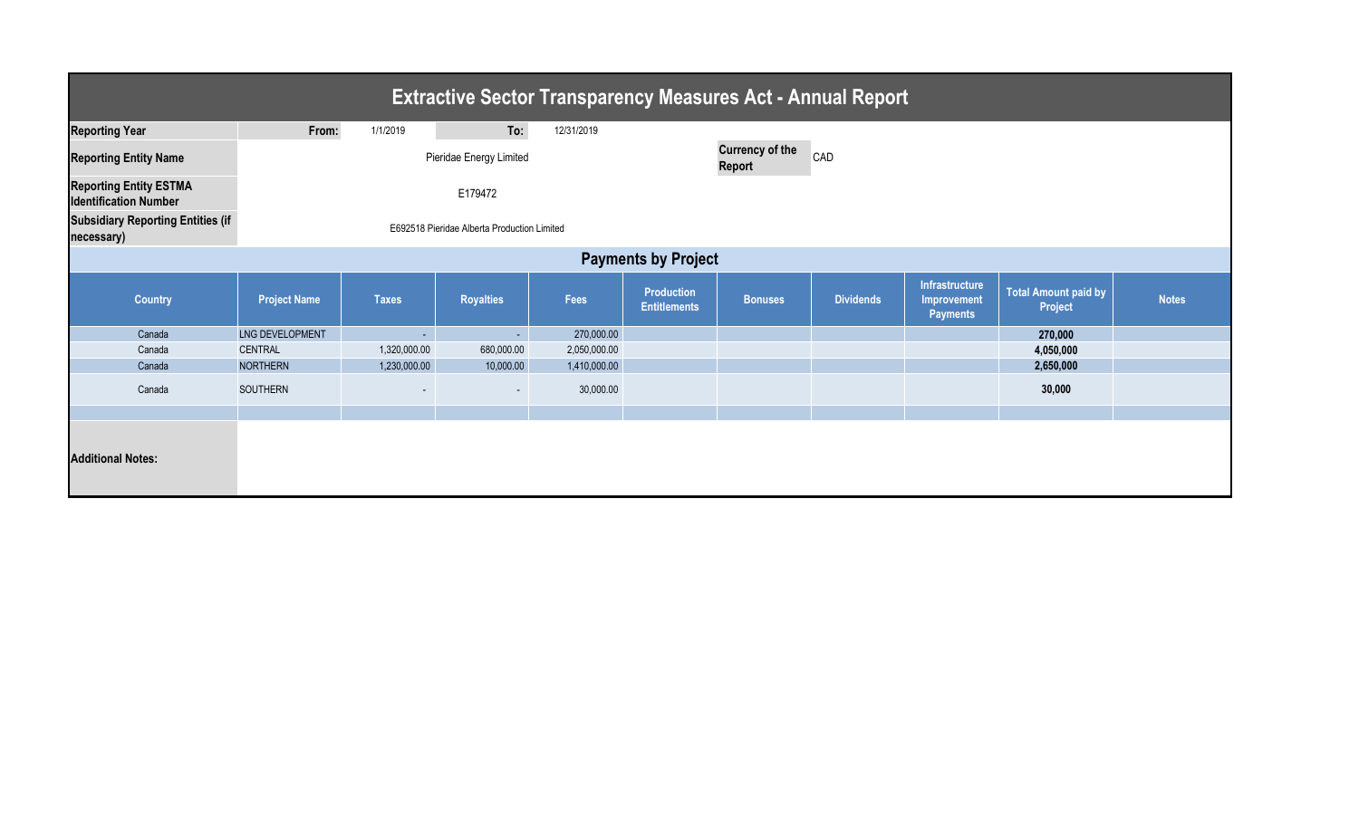# Extractive Sector Transparency Measures Act - Annual Report

| | | | | |
|---|---|---|---|---|
| **Reporting Year** | From: | 1/1/2019 | To: | 12/31/2019 |
| **Reporting Entity Name** | Pieridae Energy Limited | | **Currency of the Report** | CAD |
| **Reporting Entity ESTMA Identification Number** | E179472 | | | |
| **Subsidiary Reporting Entities (if necessary)** | E692518 Pieridae Alberta Production Limited | | | |

## Payments by Project

| Country | Project Name | Taxes | Royalties | Fees | Production Entitlements | Bonuses | Dividends | Infrastructure Improvement Payments | Total Amount paid by Project | Notes |
|---|---|---|---|---|---|---|---|---|---|---|
| Canada | LNG DEVELOPMENT | - | - | 270,000.00 | | | | | **270,000** | |
| Canada | CENTRAL | 1,320,000.00 | 680,000.00 | 2,050,000.00 | | | | | **4,050,000** | |
| Canada | NORTHERN | 1,230,000.00 | 10,000.00 | 1,410,000.00 | | | | | **2,650,000** | |
| Canada | SOUTHERN | - | - | 30,000.00 | | | | | **30,000** | |
| | | | | | | | | | | |

**Additional Notes:**